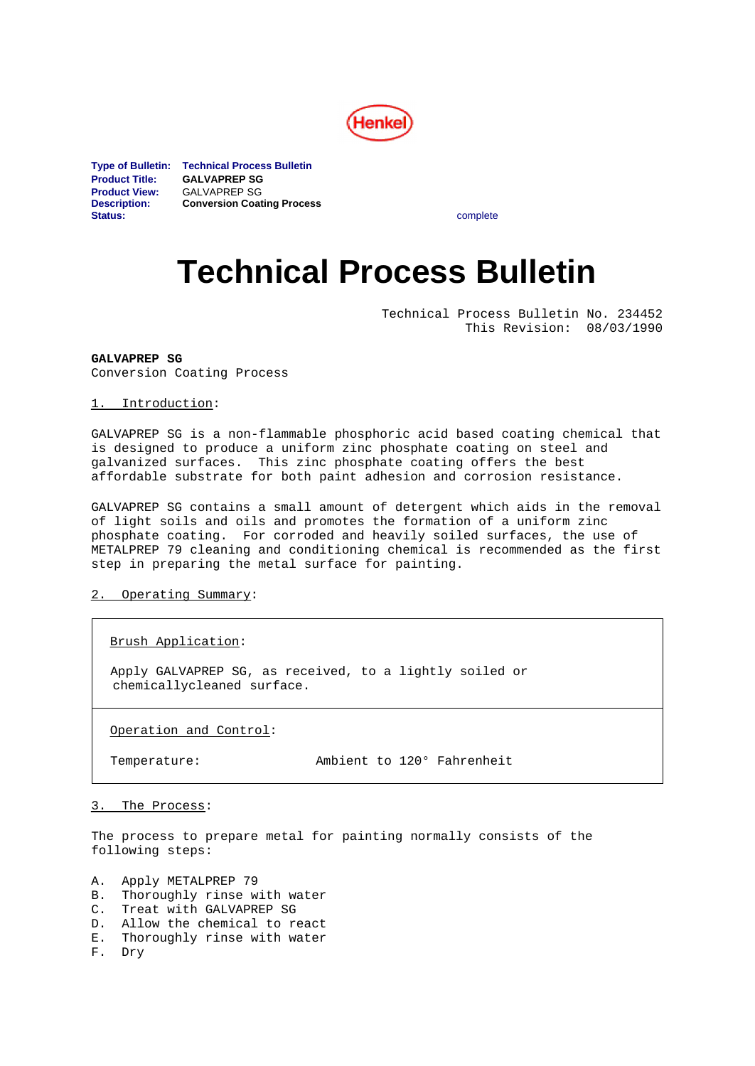Henkel

**Type of Bulletin:** **Technical Process Bulletin**
**Product Title:** **GALVAPREP SG**
**Product View:** GALVAPREP SG
**Description:** **Conversion Coating Process**
**Status:** complete

# Technical Process Bulletin

Technical Process Bulletin No. 234452
This Revision: 08/03/1990

**GALVAPREP SG**
Conversion Coating Process

## 1. Introduction:

GALVAPREP SG is a non-flammable phosphoric acid based coating chemical that is designed to produce a uniform zinc phosphate coating on steel and galvanized surfaces. This zinc phosphate coating offers the best affordable substrate for both paint adhesion and corrosion resistance.

GALVAPREP SG contains a small amount of detergent which aids in the removal of light soils and oils and promotes the formation of a uniform zinc phosphate coating. For corroded and heavily soiled surfaces, the use of METALPREP 79 cleaning and conditioning chemical is recommended as the first step in preparing the metal surface for painting.

## 2. Operating Summary:

Brush Application:

Apply GALVAPREP SG, as received, to a lightly soiled or chemicallycleaned surface.

Operation and Control:

| Temperature: | Ambient to 120° Fahrenheit |
|---|---|

## 3. The Process:

The process to prepare metal for painting normally consists of the following steps:

A. Apply METALPREP 79
B. Thoroughly rinse with water
C. Treat with GALVAPREP SG
D. Allow the chemical to react
E. Thoroughly rinse with water
F. Dry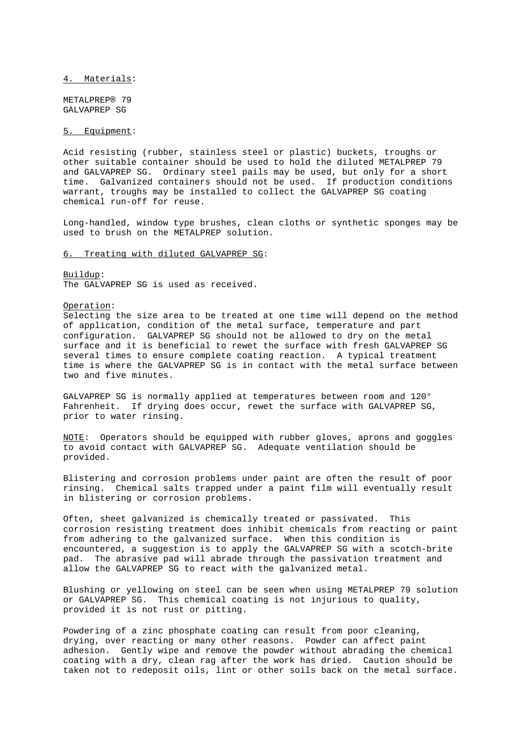## 4. Materials:

METALPREP® 79
GALVAPREP SG

## 5. Equipment:

Acid resisting (rubber, stainless steel or plastic) buckets, troughs or other suitable container should be used to hold the diluted METALPREP 79 and GALVAPREP SG. Ordinary steel pails may be used, but only for a short time. Galvanized containers should not be used. If production conditions warrant, troughs may be installed to collect the GALVAPREP SG coating chemical run-off for reuse.

Long-handled, window type brushes, clean cloths or synthetic sponges may be used to brush on the METALPREP solution.

## 6. Treating with diluted GALVAPREP SG:

Buildup:
The GALVAPREP SG is used as received.

Operation:
Selecting the size area to be treated at one time will depend on the method of application, condition of the metal surface, temperature and part configuration. GALVAPREP SG should not be allowed to dry on the metal surface and it is beneficial to rewet the surface with fresh GALVAPREP SG several times to ensure complete coating reaction. A typical treatment time is where the GALVAPREP SG is in contact with the metal surface between two and five minutes.

GALVAPREP SG is normally applied at temperatures between room and 120° Fahrenheit. If drying does occur, rewet the surface with GALVAPREP SG, prior to water rinsing.

NOTE: Operators should be equipped with rubber gloves, aprons and goggles to avoid contact with GALVAPREP SG. Adequate ventilation should be provided.

Blistering and corrosion problems under paint are often the result of poor rinsing. Chemical salts trapped under a paint film will eventually result in blistering or corrosion problems.

Often, sheet galvanized is chemically treated or passivated. This corrosion resisting treatment does inhibit chemicals from reacting or paint from adhering to the galvanized surface. When this condition is encountered, a suggestion is to apply the GALVAPREP SG with a scotch-brite pad. The abrasive pad will abrade through the passivation treatment and allow the GALVAPREP SG to react with the galvanized metal.

Blushing or yellowing on steel can be seen when using METALPREP 79 solution or GALVAPREP SG. This chemical coating is not injurious to quality, provided it is not rust or pitting.

Powdering of a zinc phosphate coating can result from poor cleaning, drying, over reacting or many other reasons. Powder can affect paint adhesion. Gently wipe and remove the powder without abrading the chemical coating with a dry, clean rag after the work has dried. Caution should be taken not to redeposit oils, lint or other soils back on the metal surface.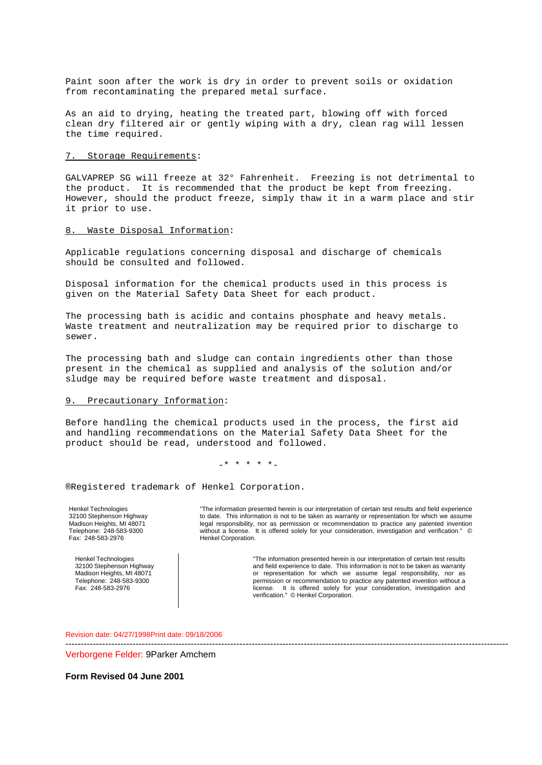Paint soon after the work is dry in order to prevent soils or oxidation from recontaminating the prepared metal surface.

As an aid to drying, heating the treated part, blowing off with forced clean dry filtered air or gently wiping with a dry, clean rag will lessen the time required.

## 7. Storage Requirements:

GALVAPREP SG will freeze at 32° Fahrenheit. Freezing is not detrimental to the product. It is recommended that the product be kept from freezing. However, should the product freeze, simply thaw it in a warm place and stir it prior to use.

## 8. Waste Disposal Information:

Applicable regulations concerning disposal and discharge of chemicals should be consulted and followed.

Disposal information for the chemical products used in this process is given on the Material Safety Data Sheet for each product.

The processing bath is acidic and contains phosphate and heavy metals. Waste treatment and neutralization may be required prior to discharge to sewer.

The processing bath and sludge can contain ingredients other than those present in the chemical as supplied and analysis of the solution and/or sludge may be required before waste treatment and disposal.

## 9. Precautionary Information:

Before handling the chemical products used in the process, the first aid and handling recommendations on the Material Safety Data Sheet for the product should be read, understood and followed.

-* * * * *-

®Registered trademark of Henkel Corporation.

Henkel Technologies
32100 Stephenson Highway
Madison Heights, MI 48071
Telephone: 248-583-9300
Fax: 248-583-2976

"The information presented herein is our interpretation of certain test results and field experience to date. This information is not to be taken as warranty or representation for which we assume legal responsibility, nor as permission or recommendation to practice any patented invention without a license. It is offered solely for your consideration, investigation and verification." © Henkel Corporation.

Henkel Technologies
32100 Stephenson Highway
Madison Heights, MI 48071
Telephone: 248-583-9300
Fax: 248-583-2976

"The information presented herein is our interpretation of certain test results and field experience to date. This information is not to be taken as warranty or representation for which we assume legal responsibility, nor as permission or recommendation to practice any patented invention without a license. It is offered solely for your consideration, investigation and verification." © Henkel Corporation.

Revision date: 04/27/1998Print date: 09/18/2006

Verborgene Felder: 9Parker Amchem

**Form Revised 04 June 2001**